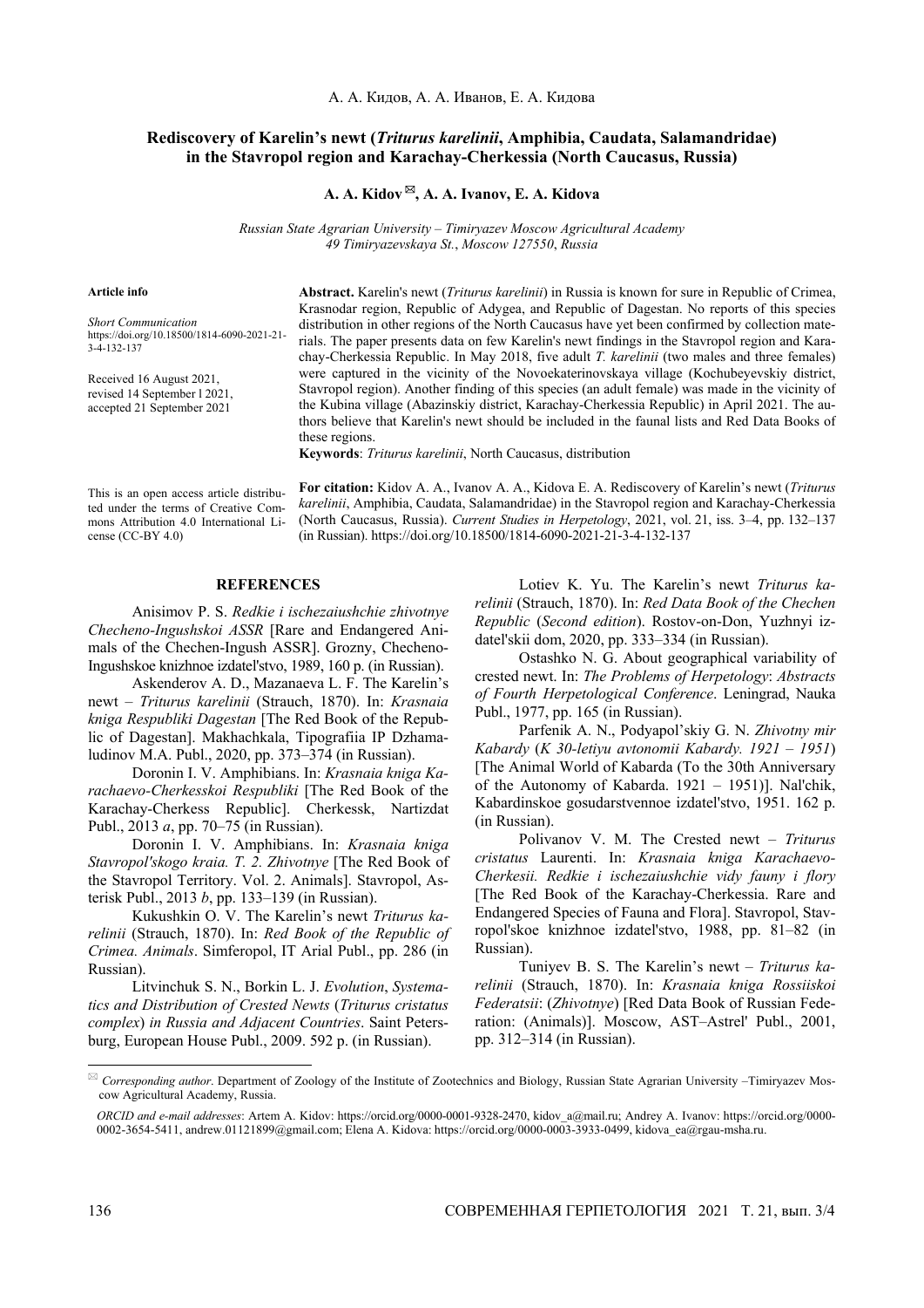А. А. Кидов, А. А. Иванов, Е. А. Кидова

# Rediscovery of Karelin's newt (*Triturus karelinii*, Amphibia, Caudata, Salamandridae) in the Stavropol region and Karachay-Cherkessia (North Caucasus, Russia)

**A. A. Kidov ✉, A. A. Ivanov, E. A. Kidova**

*Russian State Agrarian University – Timiryazev Moscow Agricultural Academy*
*49 Timiryazevskaya St., Moscow 127550, Russia*

**Article info**

*Short Communication*
https://doi.org/10.18500/1814-6090-2021-21-3-4-132-137

Received 16 August 2021, revised 14 September l 2021, accepted 21 September 2021

**Abstract.** Karelin's newt (*Triturus karelinii*) in Russia is known for sure in Republic of Crimea, Krasnodar region, Republic of Adygea, and Republic of Dagestan. No reports of this species distribution in other regions of the North Caucasus have yet been confirmed by collection materials. The paper presents data on few Karelin's newt findings in the Stavropol region and Karachay-Cherkessia Republic. In May 2018, five adult *T. karelinii* (two males and three females) were captured in the vicinity of the Novoekaterinovskaya village (Kochubeyevskiy district, Stavropol region). Another finding of this species (an adult female) was made in the vicinity of the Kubina village (Abazinskiy district, Karachay-Cherkessia Republic) in April 2021. The authors believe that Karelin's newt should be included in the faunal lists and Red Data Books of these regions.

**Keywords**: *Triturus karelinii*, North Caucasus, distribution

This is an open access article distributed under the terms of Creative Commons Attribution 4.0 International License (CC-BY 4.0)

**For citation:** Kidov A. A., Ivanov A. A., Kidova E. A. Rediscovery of Karelin's newt (*Triturus karelinii*, Amphibia, Caudata, Salamandridae) in the Stavropol region and Karachay-Cherkessia (North Caucasus, Russia). *Current Studies in Herpetology*, 2021, vol. 21, iss. 3–4, pp. 132–137 (in Russian). https://doi.org/10.18500/1814-6090-2021-21-3-4-132-137

## REFERENCES

Anisimov P. S. *Redkie i ischezaiushchie zhivotnye Checheno-Ingushskoi ASSR* [Rare and Endangered Animals of the Chechen-Ingush ASSR]. Grozny, Checheno-Ingushskoe knizhnoe izdatel'stvo, 1989, 160 p. (in Russian).

Askenderov A. D., Mazanaeva L. F. The Karelin's newt – *Triturus karelinii* (Strauch, 1870). In: *Krasnaia kniga Respubliki Dagestan* [The Red Book of the Republic of Dagestan]. Makhachkala, Tipografiia IP Dzhamaludinov M.A. Publ., 2020, pp. 373–374 (in Russian).

Doronin I. V. Amphibians. In: *Krasnaia kniga Karachaevo-Cherkesskoi Respubliki* [The Red Book of the Karachay-Cherkess Republic]. Cherkessk, Nartizdat Publ., 2013 *a*, pp. 70–75 (in Russian).

Doronin I. V. Amphibians. In: *Krasnaia kniga Stavropol'skogo kraia. T. 2. Zhivotnye* [The Red Book of the Stavropol Territory. Vol. 2. Animals]. Stavropol, Asterisk Publ., 2013 *b*, pp. 133–139 (in Russian).

Kukushkin O. V. The Karelin's newt *Triturus karelinii* (Strauch, 1870). In: *Red Book of the Republic of Crimea. Animals*. Simferopol, IT Arial Publ., pp. 286 (in Russian).

Litvinchuk S. N., Borkin L. J. *Evolution*, *Systematics and Distribution of Crested Newts* (*Triturus cristatus complex*) *in Russia and Adjacent Countries*. Saint Petersburg, European House Publ., 2009. 592 p. (in Russian).

Lotiev K. Yu. The Karelin's newt *Triturus karelinii* (Strauch, 1870). In: *Red Data Book of the Chechen Republic* (*Second edition*). Rostov-on-Don, Yuzhnyi izdatel'skii dom, 2020, pp. 333–334 (in Russian).

Ostashko N. G. About geographical variability of crested newt. In: *The Problems of Herpetology*: *Abstracts of Fourth Herpetological Conference*. Leningrad, Nauka Publ., 1977, pp. 165 (in Russian).

Parfenik A. N., Podyapol'skiy G. N. *Zhivotny mir Kabardy* (*K 30-letiyu avtonomii Kabardy. 1921 – 1951*) [The Animal World of Kabarda (To the 30th Anniversary of the Autonomy of Kabarda. 1921 – 1951)]. Nal'chik, Kabardinskoe gosudarstvennoe izdatel'stvo, 1951. 162 p. (in Russian).

Polivanov V. M. The Crested newt – *Triturus cristatus* Laurenti. In: *Krasnaia kniga Karachaevo-Cherkesii. Redkie i ischezaiushchie vidy fauny i flory* [The Red Book of the Karachay-Cherkessia. Rare and Endangered Species of Fauna and Flora]. Stavropol, Stavropol'skoe knizhnoe izdatel'stvo, 1988, pp. 81–82 (in Russian).

Tuniyev B. S. The Karelin's newt – *Triturus karelinii* (Strauch, 1870). In: *Krasnaia kniga Rossiiskoi Federatsii*: (*Zhivotnye*) [Red Data Book of Russian Federation: (Animals)]. Moscow, AST–Astrel' Publ., 2001, pp. 312–314 (in Russian).

✉ *Corresponding author*. Department of Zoology of the Institute of Zootechnics and Biology, Russian State Agrarian University –Timiryazev Moscow Agricultural Academy, Russia.

*ORCID and e-mail addresses*: Artem A. Kidov: https://orcid.org/0000-0001-9328-2470, kidov_a@mail.ru; Andrey A. Ivanov: https://orcid.org/0000-0002-3654-5411, andrew.01121899@gmail.com; Elena A. Kidova: https://orcid.org/0000-0003-3933-0499, kidova_ea@rgau-msha.ru.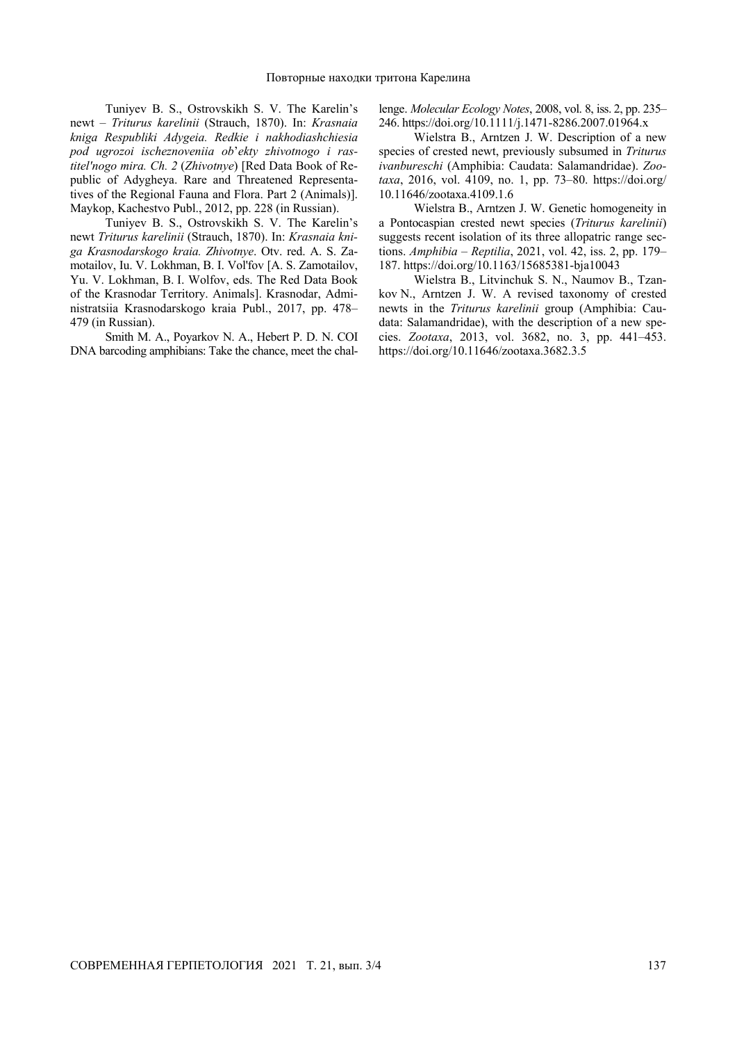Tuniyev B. S., Ostrovskikh S. V. The Karelin's newt – *Triturus karelinii* (Strauch, 1870). In: *Krasnaia kniga Respubliki Adygeia. Redkie i nakhodiashchiesia pod ugrozoi ischeznoveniia ob*'*ekty zhivotnogo i rastitel'nogo mira. Ch. 2* (*Zhivotnye*) [Red Data Book of Republic of Adygheya. Rare and Threatened Representatives of the Regional Fauna and Flora. Part 2 (Animals)]. Maykop, Kachestvo Publ., 2012, pp. 228 (in Russian).

Tuniyev B. S., Ostrovskikh S. V. The Karelin's newt *Triturus karelinii* (Strauch, 1870). In: *Krasnaia kniga Krasnodarskogo kraia. Zhivotnye*. Otv. red. A. S. Zamotailov, Iu. V. Lokhman, B. I. Vol'fov [A. S. Zamotailov, Yu. V. Lokhman, B. I. Wolfov, eds. The Red Data Book of the Krasnodar Territory. Animals]. Krasnodar, Administratsiia Krasnodarskogo kraia Publ., 2017, pp. 478–479 (in Russian).

Smith M. A., Poyarkov N. A., Hebert P. D. N. COI DNA barcoding amphibians: Take the chance, meet the challenge. *Molecular Ecology Notes*, 2008, vol. 8, iss. 2, pp. 235–246. https://doi.org/10.1111/j.1471-8286.2007.01964.x

Wielstra B., Arntzen J. W. Description of a new species of crested newt, previously subsumed in *Triturus ivanbureschi* (Amphibia: Caudata: Salamandridae). *Zootaxa*, 2016, vol. 4109, no. 1, pp. 73–80. https://doi.org/10.11646/zootaxa.4109.1.6

Wielstra B., Arntzen J. W. Genetic homogeneity in a Pontocaspian crested newt species (*Triturus karelinii*) suggests recent isolation of its three allopatric range sections. *Amphibia – Reptilia*, 2021, vol. 42, iss. 2, pp. 179–187. https://doi.org/10.1163/15685381-bja10043

Wielstra B., Litvinchuk S. N., Naumov B., Tzankov N., Arntzen J. W. A revised taxonomy of crested newts in the *Triturus karelinii* group (Amphibia: Caudata: Salamandridae), with the description of a new species. *Zootaxa*, 2013, vol. 3682, no. 3, pp. 441–453. https://doi.org/10.11646/zootaxa.3682.3.5